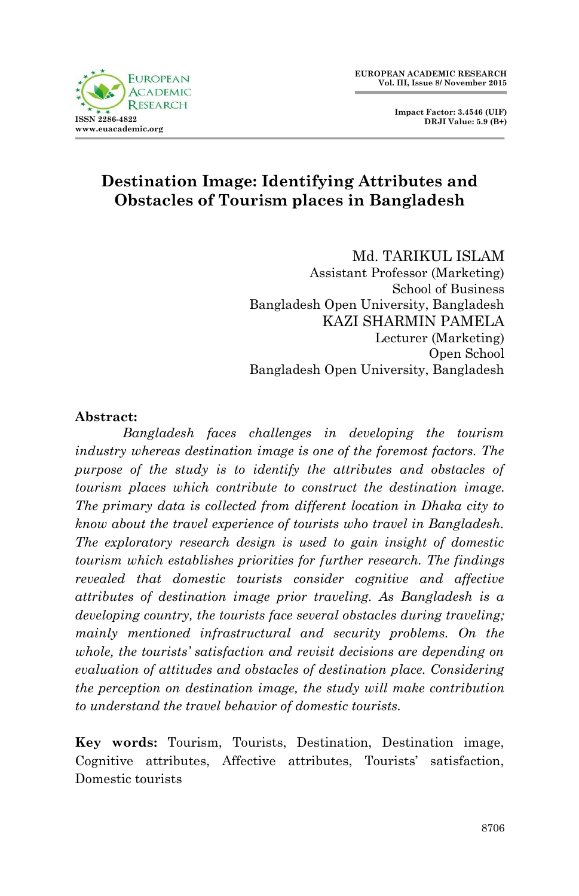# Destination Image: Identifying Attributes and Obstacles of Tourism places in Bangladesh

Md. TARIKUL ISLAM
Assistant Professor (Marketing)
School of Business
Bangladesh Open University, Bangladesh

KAZI SHARMIN PAMELA
Lecturer (Marketing)
Open School
Bangladesh Open University, Bangladesh

**Abstract:**

*Bangladesh faces challenges in developing the tourism industry whereas destination image is one of the foremost factors. The purpose of the study is to identify the attributes and obstacles of tourism places which contribute to construct the destination image. The primary data is collected from different location in Dhaka city to know about the travel experience of tourists who travel in Bangladesh. The exploratory research design is used to gain insight of domestic tourism which establishes priorities for further research. The findings revealed that domestic tourists consider cognitive and affective attributes of destination image prior traveling. As Bangladesh is a developing country, the tourists face several obstacles during traveling; mainly mentioned infrastructural and security problems. On the whole, the tourists' satisfaction and revisit decisions are depending on evaluation of attitudes and obstacles of destination place. Considering the perception on destination image, the study will make contribution to understand the travel behavior of domestic tourists.*

**Key words:** Tourism, Tourists, Destination, Destination image, Cognitive attributes, Affective attributes, Tourists' satisfaction, Domestic tourists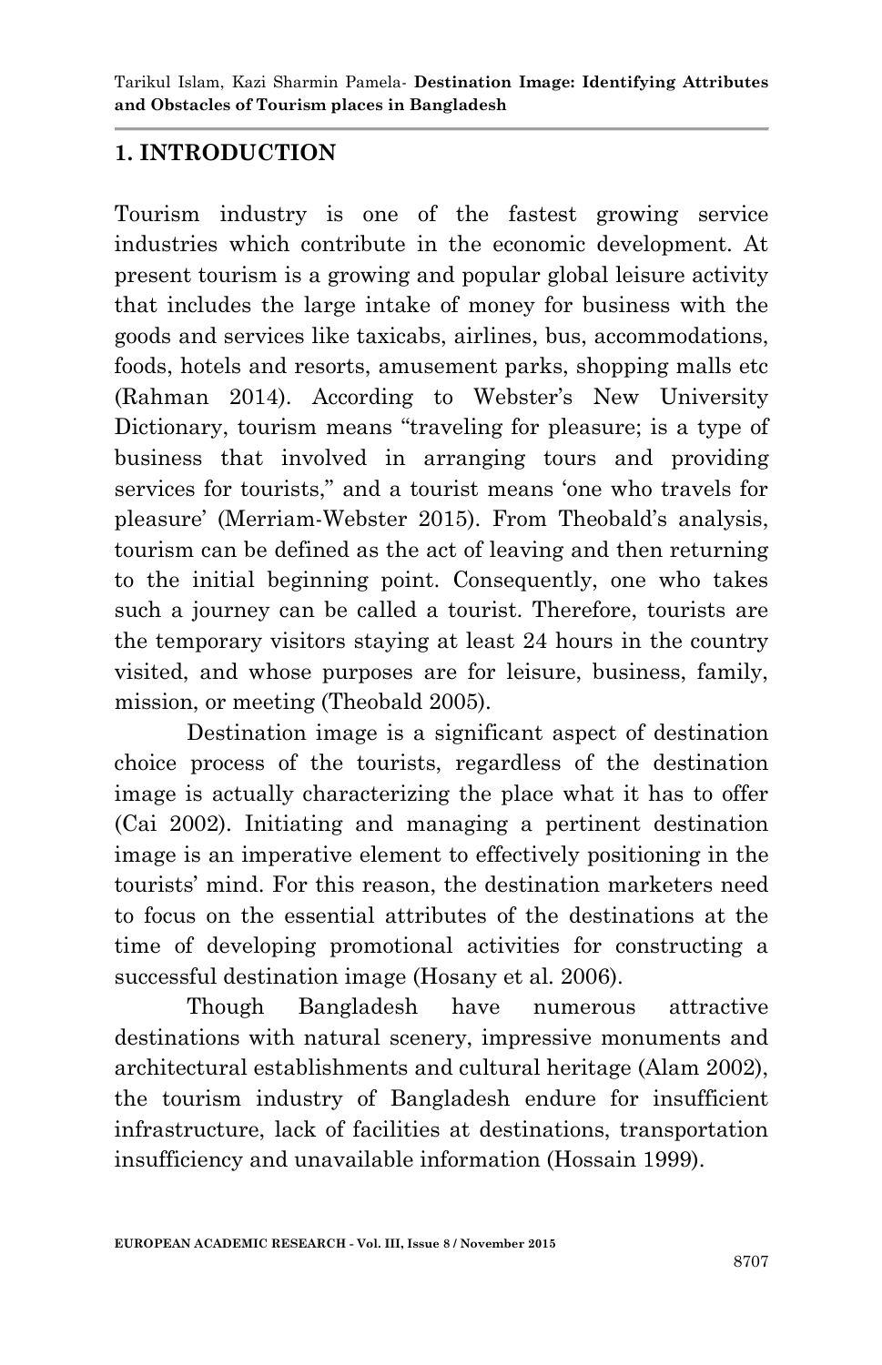## 1. INTRODUCTION

Tourism industry is one of the fastest growing service industries which contribute in the economic development. At present tourism is a growing and popular global leisure activity that includes the large intake of money for business with the goods and services like taxicabs, airlines, bus, accommodations, foods, hotels and resorts, amusement parks, shopping malls etc (Rahman 2014). According to Webster's New University Dictionary, tourism means "traveling for pleasure; is a type of business that involved in arranging tours and providing services for tourists," and a tourist means 'one who travels for pleasure' (Merriam-Webster 2015). From Theobald's analysis, tourism can be defined as the act of leaving and then returning to the initial beginning point. Consequently, one who takes such a journey can be called a tourist. Therefore, tourists are the temporary visitors staying at least 24 hours in the country visited, and whose purposes are for leisure, business, family, mission, or meeting (Theobald 2005).

Destination image is a significant aspect of destination choice process of the tourists, regardless of the destination image is actually characterizing the place what it has to offer (Cai 2002). Initiating and managing a pertinent destination image is an imperative element to effectively positioning in the tourists' mind. For this reason, the destination marketers need to focus on the essential attributes of the destinations at the time of developing promotional activities for constructing a successful destination image (Hosany et al. 2006).

Though Bangladesh have numerous attractive destinations with natural scenery, impressive monuments and architectural establishments and cultural heritage (Alam 2002), the tourism industry of Bangladesh endure for insufficient infrastructure, lack of facilities at destinations, transportation insufficiency and unavailable information (Hossain 1999).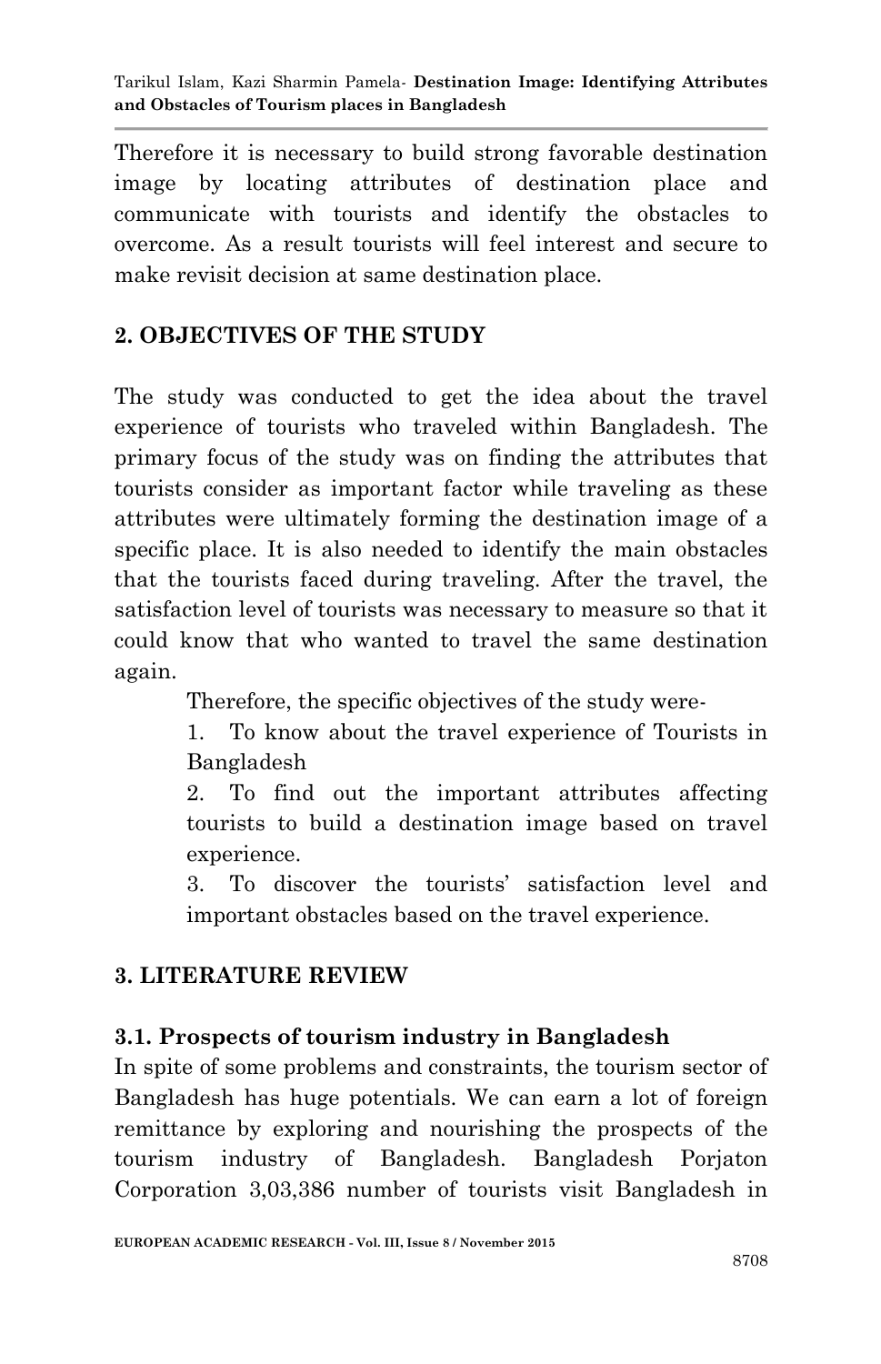Therefore it is necessary to build strong favorable destination image by locating attributes of destination place and communicate with tourists and identify the obstacles to overcome. As a result tourists will feel interest and secure to make revisit decision at same destination place.

## 2. OBJECTIVES OF THE STUDY

The study was conducted to get the idea about the travel experience of tourists who traveled within Bangladesh. The primary focus of the study was on finding the attributes that tourists consider as important factor while traveling as these attributes were ultimately forming the destination image of a specific place. It is also needed to identify the main obstacles that the tourists faced during traveling. After the travel, the satisfaction level of tourists was necessary to measure so that it could know that who wanted to travel the same destination again.

Therefore, the specific objectives of the study were-

1. To know about the travel experience of Tourists in Bangladesh
2. To find out the important attributes affecting tourists to build a destination image based on travel experience.
3. To discover the tourists' satisfaction level and important obstacles based on the travel experience.

## 3. LITERATURE REVIEW

### 3.1. Prospects of tourism industry in Bangladesh

In spite of some problems and constraints, the tourism sector of Bangladesh has huge potentials. We can earn a lot of foreign remittance by exploring and nourishing the prospects of the tourism industry of Bangladesh. Bangladesh Porjaton Corporation 3,03,386 number of tourists visit Bangladesh in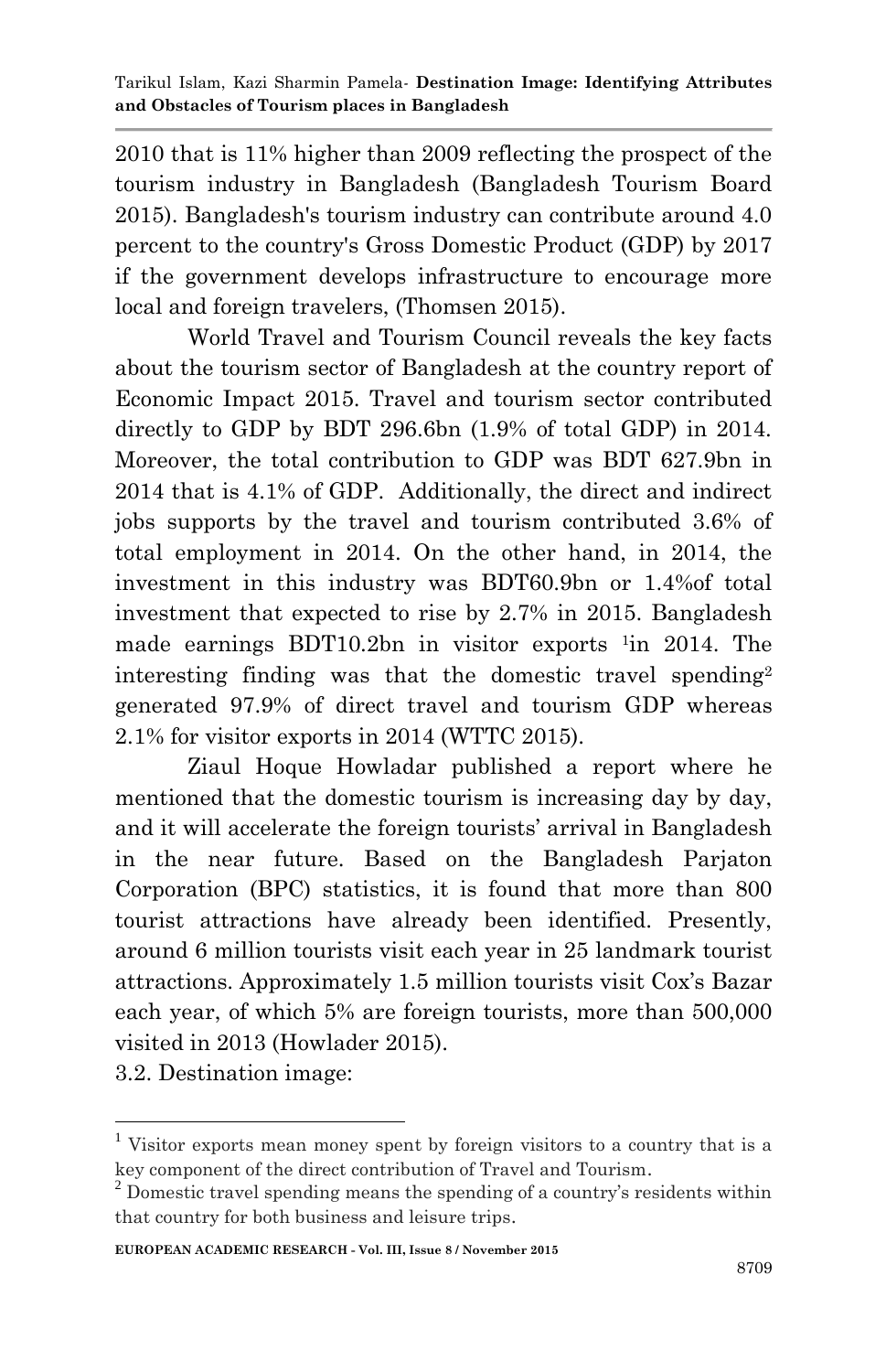2010 that is 11% higher than 2009 reflecting the prospect of the tourism industry in Bangladesh (Bangladesh Tourism Board 2015). Bangladesh's tourism industry can contribute around 4.0 percent to the country's Gross Domestic Product (GDP) by 2017 if the government develops infrastructure to encourage more local and foreign travelers, (Thomsen 2015).

World Travel and Tourism Council reveals the key facts about the tourism sector of Bangladesh at the country report of Economic Impact 2015. Travel and tourism sector contributed directly to GDP by BDT 296.6bn (1.9% of total GDP) in 2014. Moreover, the total contribution to GDP was BDT 627.9bn in 2014 that is 4.1% of GDP. Additionally, the direct and indirect jobs supports by the travel and tourism contributed 3.6% of total employment in 2014. On the other hand, in 2014, the investment in this industry was BDT60.9bn or 1.4%of total investment that expected to rise by 2.7% in 2015. Bangladesh made earnings BDT10.2bn in visitor exports [1]in 2014. The interesting finding was that the domestic travel spending[2] generated 97.9% of direct travel and tourism GDP whereas 2.1% for visitor exports in 2014 (WTTC 2015).

Ziaul Hoque Howladar published a report where he mentioned that the domestic tourism is increasing day by day, and it will accelerate the foreign tourists' arrival in Bangladesh in the near future. Based on the Bangladesh Parjaton Corporation (BPC) statistics, it is found that more than 800 tourist attractions have already been identified. Presently, around 6 million tourists visit each year in 25 landmark tourist attractions. Approximately 1.5 million tourists visit Cox's Bazar each year, of which 5% are foreign tourists, more than 500,000 visited in 2013 (Howlader 2015).

3.2. Destination image:

---

[1] Visitor exports mean money spent by foreign visitors to a country that is a key component of the direct contribution of Travel and Tourism.

[2] Domestic travel spending means the spending of a country's residents within that country for both business and leisure trips.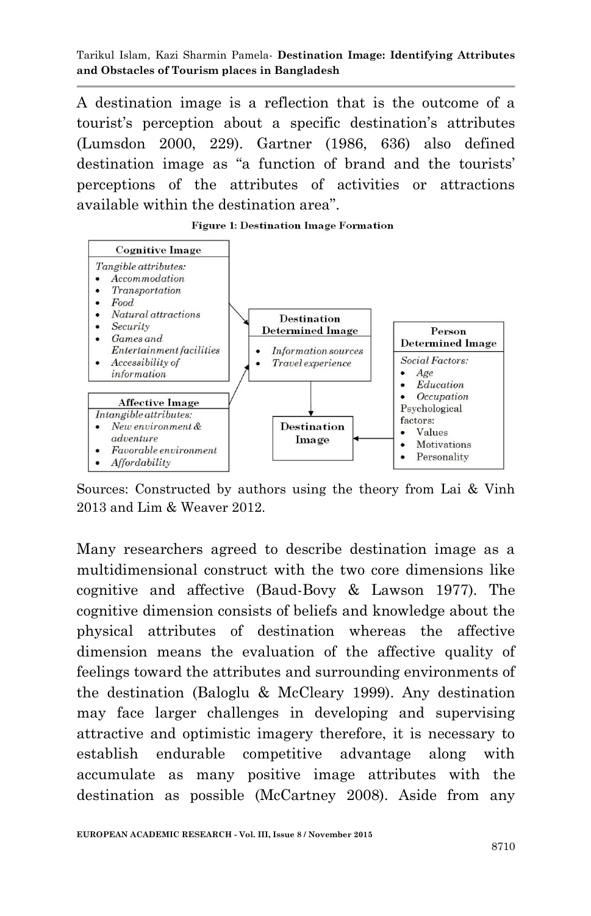A destination image is a reflection that is the outcome of a tourist's perception about a specific destination's attributes (Lumsdon 2000, 229). Gartner (1986, 636) also defined destination image as "a function of brand and the tourists' perceptions of the attributes of activities or attractions available within the destination area".

**Figure 1: Destination Image Formation**

**Cognitive Image**
*Tangible attributes:*
- *Accommodation*
- *Transportation*
- *Food*
- *Natural attractions*
- *Security*
- *Games and Entertainment facilities*
- *Accessibility of information*

**Affective Image**
*Intangible attributes:*
- *New environment & adventure*
- *Favorable environment*
- *Affordability*

**Destination Determined Image**
- *Information sources*
- *Travel experience*

**Person Determined Image**
*Social Factors:*
- *Age*
- *Education*
- *Occupation*

Psychological factors:
- Values
- Motivations
- Personality

**Destination Image**

Sources: Constructed by authors using the theory from Lai & Vinh 2013 and Lim & Weaver 2012.

Many researchers agreed to describe destination image as a multidimensional construct with the two core dimensions like cognitive and affective (Baud-Bovy & Lawson 1977). The cognitive dimension consists of beliefs and knowledge about the physical attributes of destination whereas the affective dimension means the evaluation of the affective quality of feelings toward the attributes and surrounding environments of the destination (Baloglu & McCleary 1999). Any destination may face larger challenges in developing and supervising attractive and optimistic imagery therefore, it is necessary to establish endurable competitive advantage along with accumulate as many positive image attributes with the destination as possible (McCartney 2008). Aside from any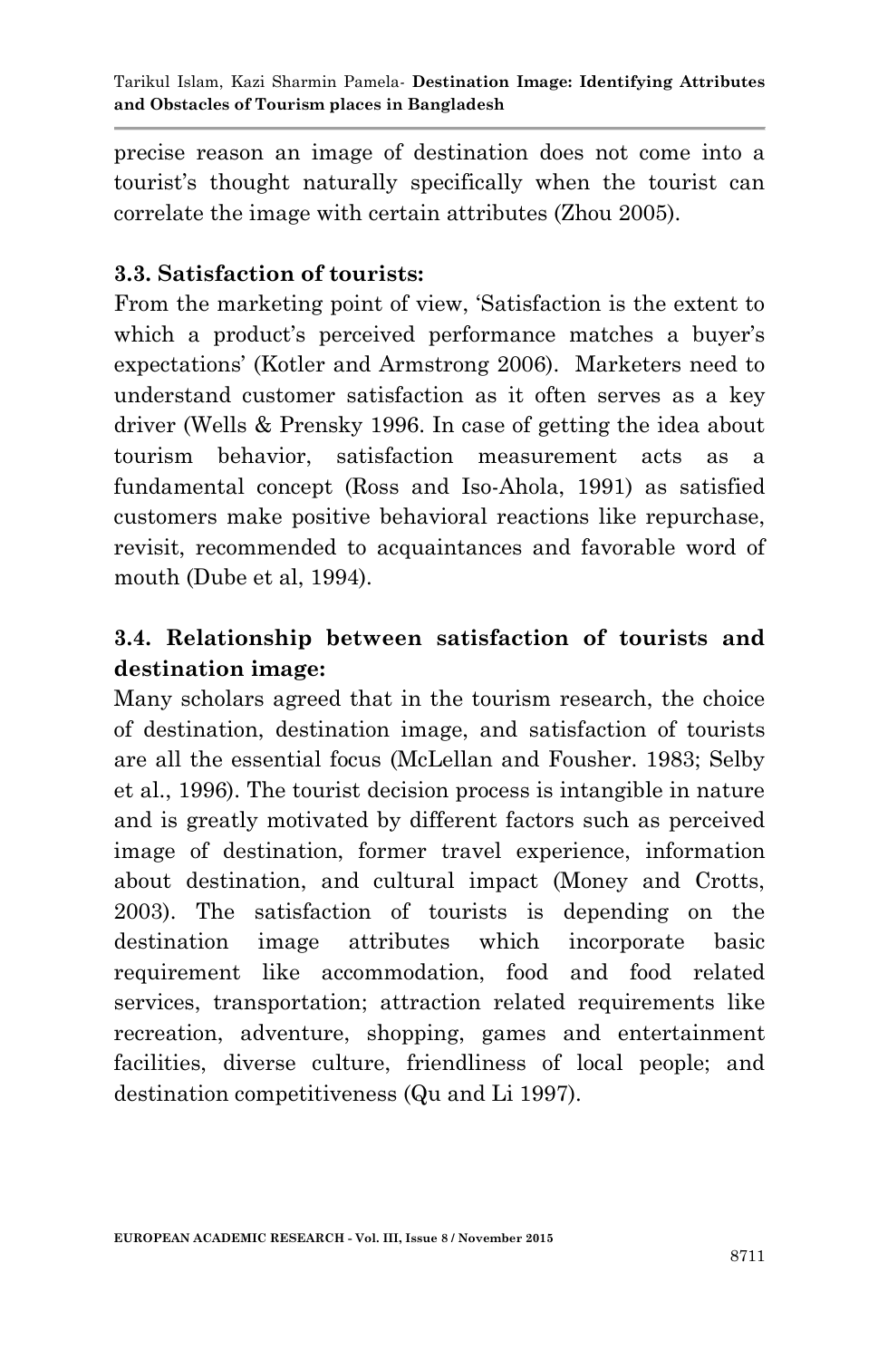precise reason an image of destination does not come into a tourist's thought naturally specifically when the tourist can correlate the image with certain attributes (Zhou 2005).

### 3.3. Satisfaction of tourists:

From the marketing point of view, 'Satisfaction is the extent to which a product's perceived performance matches a buyer's expectations' (Kotler and Armstrong 2006). Marketers need to understand customer satisfaction as it often serves as a key driver (Wells & Prensky 1996. In case of getting the idea about tourism behavior, satisfaction measurement acts as a fundamental concept (Ross and Iso-Ahola, 1991) as satisfied customers make positive behavioral reactions like repurchase, revisit, recommended to acquaintances and favorable word of mouth (Dube et al, 1994).

### 3.4. Relationship between satisfaction of tourists and destination image:

Many scholars agreed that in the tourism research, the choice of destination, destination image, and satisfaction of tourists are all the essential focus (McLellan and Fousher. 1983; Selby et al., 1996). The tourist decision process is intangible in nature and is greatly motivated by different factors such as perceived image of destination, former travel experience, information about destination, and cultural impact (Money and Crotts, 2003). The satisfaction of tourists is depending on the destination image attributes which incorporate basic requirement like accommodation, food and food related services, transportation; attraction related requirements like recreation, adventure, shopping, games and entertainment facilities, diverse culture, friendliness of local people; and destination competitiveness (Qu and Li 1997).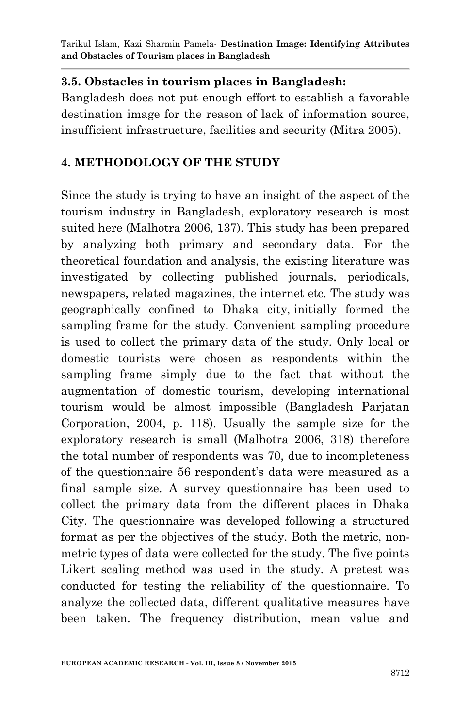### 3.5. Obstacles in tourism places in Bangladesh:

Bangladesh does not put enough effort to establish a favorable destination image for the reason of lack of information source, insufficient infrastructure, facilities and security (Mitra 2005).

## 4. METHODOLOGY OF THE STUDY

Since the study is trying to have an insight of the aspect of the tourism industry in Bangladesh, exploratory research is most suited here (Malhotra 2006, 137). This study has been prepared by analyzing both primary and secondary data. For the theoretical foundation and analysis, the existing literature was investigated by collecting published journals, periodicals, newspapers, related magazines, the internet etc. The study was geographically confined to Dhaka city, initially formed the sampling frame for the study. Convenient sampling procedure is used to collect the primary data of the study. Only local or domestic tourists were chosen as respondents within the sampling frame simply due to the fact that without the augmentation of domestic tourism, developing international tourism would be almost impossible (Bangladesh Parjatan Corporation, 2004, p. 118). Usually the sample size for the exploratory research is small (Malhotra 2006, 318) therefore the total number of respondents was 70, due to incompleteness of the questionnaire 56 respondent's data were measured as a final sample size. A survey questionnaire has been used to collect the primary data from the different places in Dhaka City. The questionnaire was developed following a structured format as per the objectives of the study. Both the metric, non-metric types of data were collected for the study. The five points Likert scaling method was used in the study. A pretest was conducted for testing the reliability of the questionnaire. To analyze the collected data, different qualitative measures have been taken. The frequency distribution, mean value and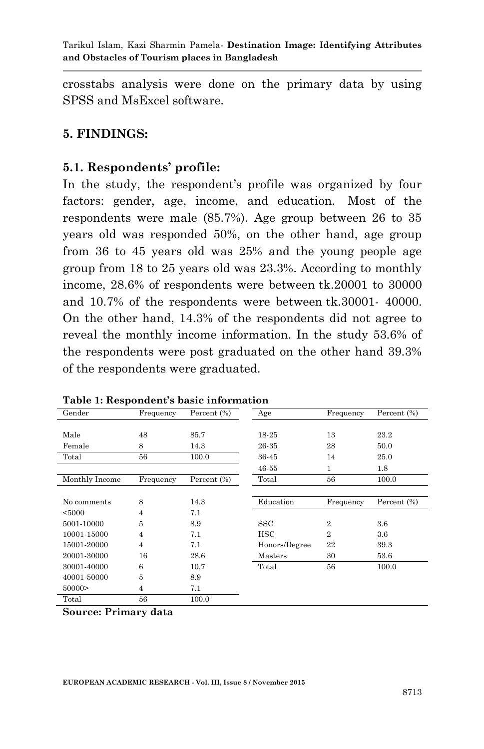crosstabs analysis were done on the primary data by using SPSS and MsExcel software.

## 5. FINDINGS:

### 5.1. Respondents' profile:

In the study, the respondent's profile was organized by four factors: gender, age, income, and education. Most of the respondents were male (85.7%). Age group between 26 to 35 years old was responded 50%, on the other hand, age group from 36 to 45 years old was 25% and the young people age group from 18 to 25 years old was 23.3%. According to monthly income, 28.6% of respondents were between tk.20001 to 30000 and 10.7% of the respondents were between tk.30001- 40000. On the other hand, 14.3% of the respondents did not agree to reveal the monthly income information. In the study 53.6% of the respondents were post graduated on the other hand 39.3% of the respondents were graduated.

**Table 1: Respondent's basic information**

| Gender | Frequency | Percent (%) |
|---|---|---|
| Male | 48 | 85.7 |
| Female | 8 | 14.3 |
| Total | 56 | 100.0 |

| Monthly Income | Frequency | Percent (%) |
|---|---|---|
| No comments | 8 | 14.3 |
| <5000 | 4 | 7.1 |
| 5001-10000 | 5 | 8.9 |
| 10001-15000 | 4 | 7.1 |
| 15001-20000 | 4 | 7.1 |
| 20001-30000 | 16 | 28.6 |
| 30001-40000 | 6 | 10.7 |
| 40001-50000 | 5 | 8.9 |
| 50000> | 4 | 7.1 |
| Total | 56 | 100.0 |

| Age | Frequency | Percent (%) |
|---|---|---|
| 18-25 | 13 | 23.2 |
| 26-35 | 28 | 50.0 |
| 36-45 | 14 | 25.0 |
| 46-55 | 1 | 1.8 |
| Total | 56 | 100.0 |

| Education | Frequency | Percent (%) |
|---|---|---|
| SSC | 2 | 3.6 |
| HSC | 2 | 3.6 |
| Honors/Degree | 22 | 39.3 |
| Masters | 30 | 53.6 |
| Total | 56 | 100.0 |

**Source: Primary data**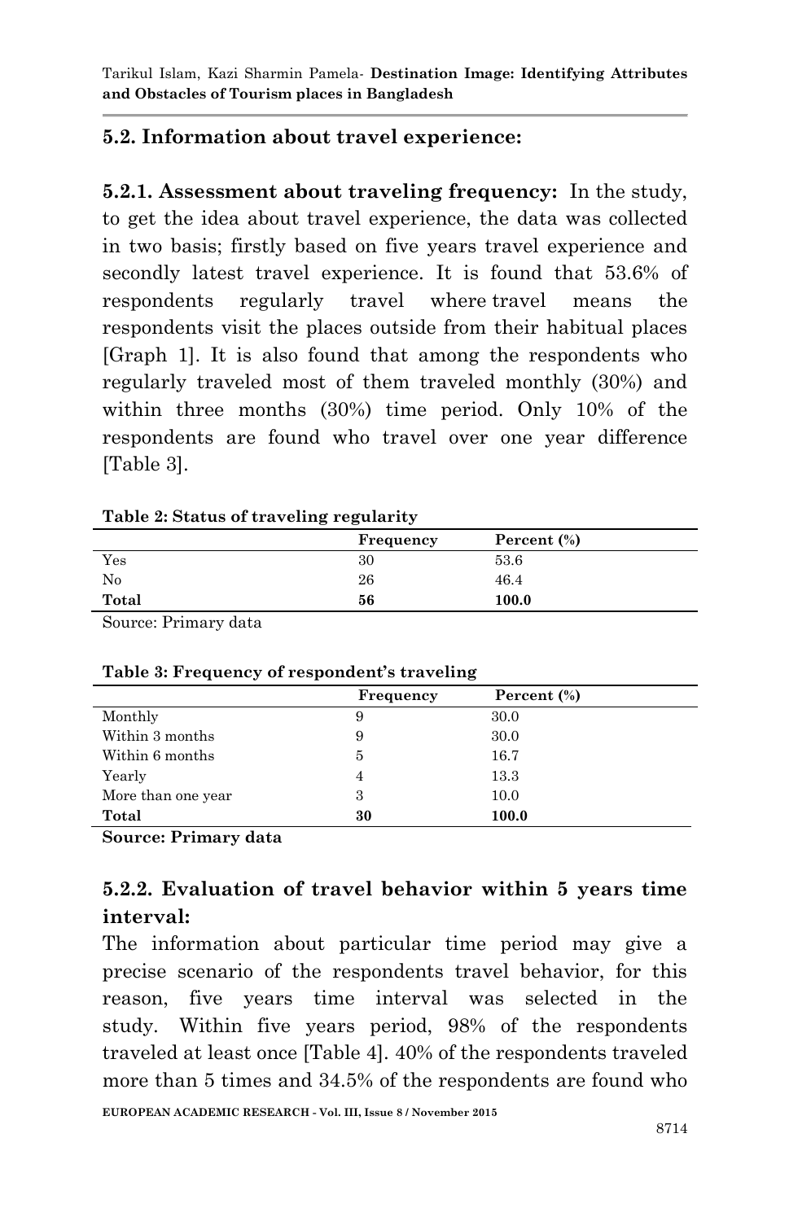## 5.2. Information about travel experience:

**5.2.1. Assessment about traveling frequency:** In the study, to get the idea about travel experience, the data was collected in two basis; firstly based on five years travel experience and secondly latest travel experience. It is found that 53.6% of respondents regularly travel where travel means the respondents visit the places outside from their habitual places [Graph 1]. It is also found that among the respondents who regularly traveled most of them traveled monthly (30%) and within three months (30%) time period. Only 10% of the respondents are found who travel over one year difference [Table 3].

**Table 2: Status of traveling regularity**

| | Frequency | Percent (%) |
|---|---|---|
| Yes | 30 | 53.6 |
| No | 26 | 46.4 |
| **Total** | **56** | **100.0** |

Source: Primary data

**Table 3: Frequency of respondent's traveling**

| | Frequency | Percent (%) |
|---|---|---|
| Monthly | 9 | 30.0 |
| Within 3 months | 9 | 30.0 |
| Within 6 months | 5 | 16.7 |
| Yearly | 4 | 13.3 |
| More than one year | 3 | 10.0 |
| **Total** | **30** | **100.0** |

**Source: Primary data**

### 5.2.2. Evaluation of travel behavior within 5 years time interval:

The information about particular time period may give a precise scenario of the respondents travel behavior, for this reason, five years time interval was selected in the study. Within five years period, 98% of the respondents traveled at least once [Table 4]. 40% of the respondents traveled more than 5 times and 34.5% of the respondents are found who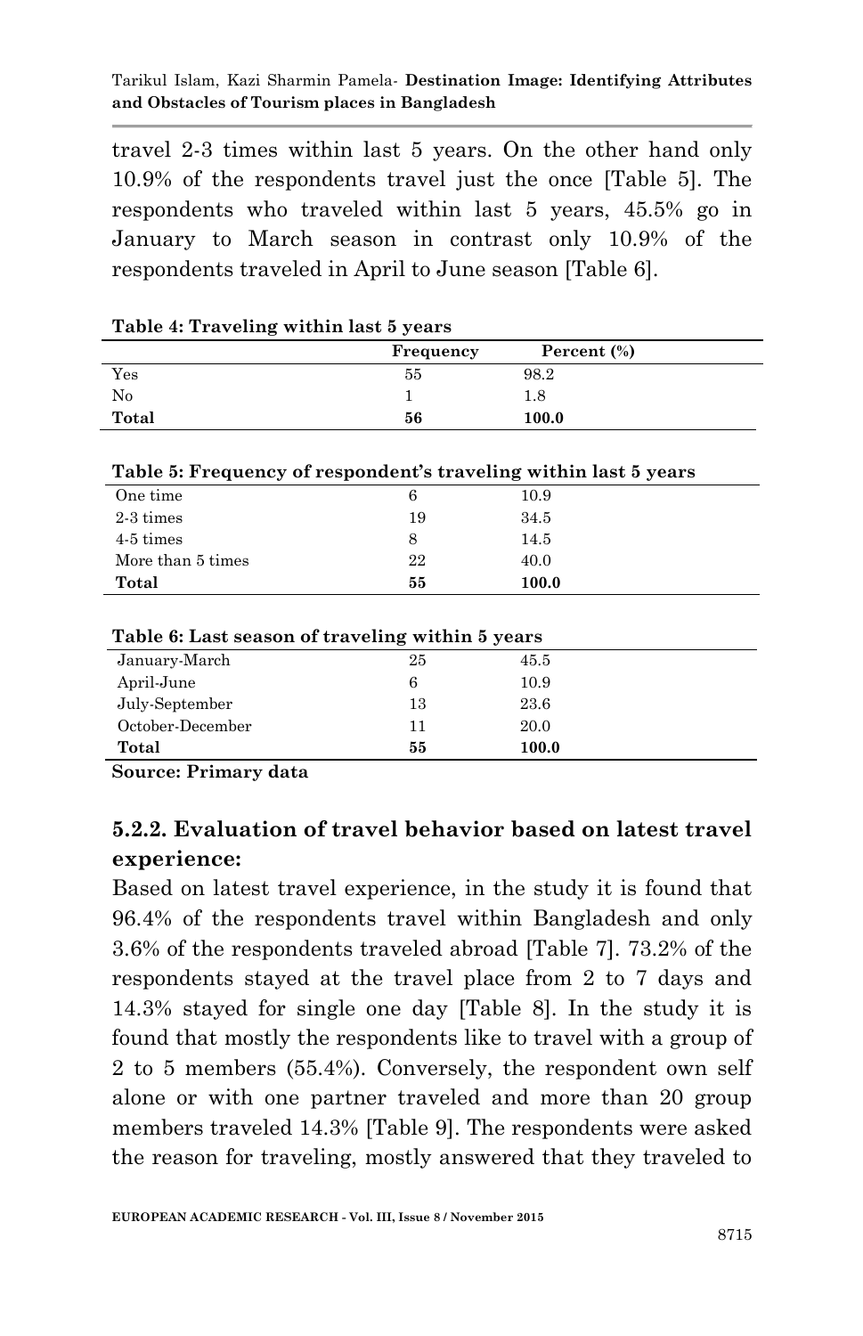travel 2-3 times within last 5 years. On the other hand only 10.9% of the respondents travel just the once [Table 5]. The respondents who traveled within last 5 years, 45.5% go in January to March season in contrast only 10.9% of the respondents traveled in April to June season [Table 6].

**Table 4: Traveling within last 5 years**

| | Frequency | Percent (%) |
|---|---|---|
| Yes | 55 | 98.2 |
| No | 1 | 1.8 |
| **Total** | **56** | **100.0** |

**Table 5: Frequency of respondent's traveling within last 5 years**

| | | |
|---|---|---|
| One time | 6 | 10.9 |
| 2-3 times | 19 | 34.5 |
| 4-5 times | 8 | 14.5 |
| More than 5 times | 22 | 40.0 |
| **Total** | **55** | **100.0** |

**Table 6: Last season of traveling within 5 years**

| | | |
|---|---|---|
| January-March | 25 | 45.5 |
| April-June | 6 | 10.9 |
| July-September | 13 | 23.6 |
| October-December | 11 | 20.0 |
| **Total** | **55** | **100.0** |

**Source: Primary data**

### 5.2.2. Evaluation of travel behavior based on latest travel experience:

Based on latest travel experience, in the study it is found that 96.4% of the respondents travel within Bangladesh and only 3.6% of the respondents traveled abroad [Table 7]. 73.2% of the respondents stayed at the travel place from 2 to 7 days and 14.3% stayed for single one day [Table 8]. In the study it is found that mostly the respondents like to travel with a group of 2 to 5 members (55.4%). Conversely, the respondent own self alone or with one partner traveled and more than 20 group members traveled 14.3% [Table 9]. The respondents were asked the reason for traveling, mostly answered that they traveled to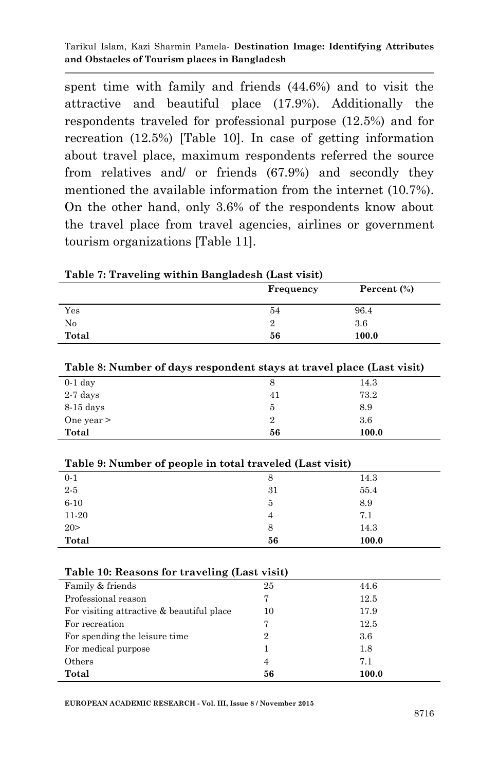spent time with family and friends (44.6%) and to visit the attractive and beautiful place (17.9%). Additionally the respondents traveled for professional purpose (12.5%) and for recreation (12.5%) [Table 10]. In case of getting information about travel place, maximum respondents referred the source from relatives and/ or friends (67.9%) and secondly they mentioned the available information from the internet (10.7%). On the other hand, only 3.6% of the respondents know about the travel place from travel agencies, airlines or government tourism organizations [Table 11].

**Table 7: Traveling within Bangladesh (Last visit)**

| | Frequency | Percent (%) |
|---|---|---|
| Yes | 54 | 96.4 |
| No | 2 | 3.6 |
| **Total** | **56** | **100.0** |

**Table 8: Number of days respondent stays at travel place (Last visit)**

| | | |
|---|---|---|
| 0-1 day | 8 | 14.3 |
| 2-7 days | 41 | 73.2 |
| 8-15 days | 5 | 8.9 |
| One year > | 2 | 3.6 |
| **Total** | **56** | **100.0** |

**Table 9: Number of people in total traveled (Last visit)**

| | | |
|---|---|---|
| 0-1 | 8 | 14.3 |
| 2-5 | 31 | 55.4 |
| 6-10 | 5 | 8.9 |
| 11-20 | 4 | 7.1 |
| 20> | 8 | 14.3 |
| **Total** | **56** | **100.0** |

**Table 10: Reasons for traveling (Last visit)**

| | | |
|---|---|---|
| Family & friends | 25 | 44.6 |
| Professional reason | 7 | 12.5 |
| For visiting attractive & beautiful place | 10 | 17.9 |
| For recreation | 7 | 12.5 |
| For spending the leisure time | 2 | 3.6 |
| For medical purpose | 1 | 1.8 |
| Others | 4 | 7.1 |
| **Total** | **56** | **100.0** |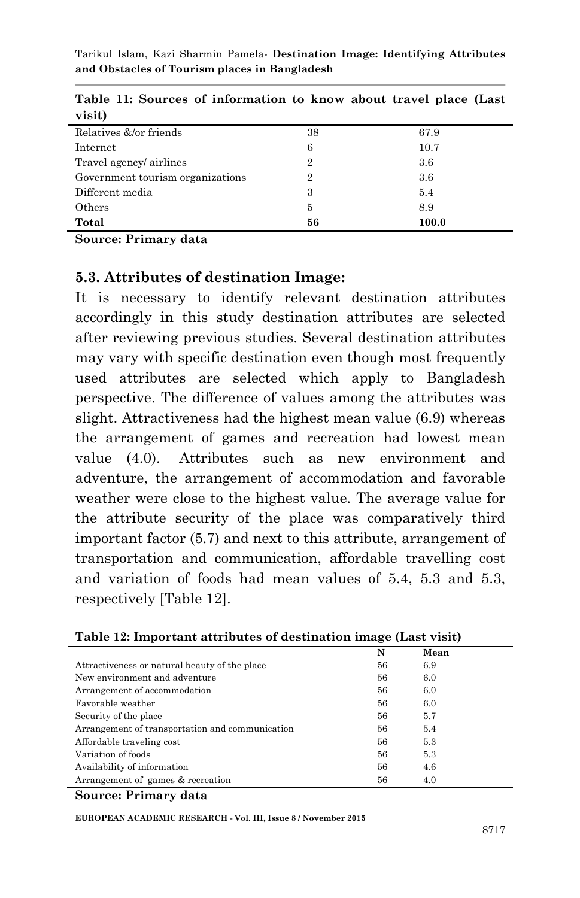**Table 11: Sources of information to know about travel place (Last visit)**

| | | |
|---|---|---|
| Relatives &/or friends | 38 | 67.9 |
| Internet | 6 | 10.7 |
| Travel agency/ airlines | 2 | 3.6 |
| Government tourism organizations | 2 | 3.6 |
| Different media | 3 | 5.4 |
| Others | 5 | 8.9 |
| **Total** | **56** | **100.0** |

**Source: Primary data**

### 5.3. Attributes of destination Image:

It is necessary to identify relevant destination attributes accordingly in this study destination attributes are selected after reviewing previous studies. Several destination attributes may vary with specific destination even though most frequently used attributes are selected which apply to Bangladesh perspective. The difference of values among the attributes was slight. Attractiveness had the highest mean value (6.9) whereas the arrangement of games and recreation had lowest mean value (4.0). Attributes such as new environment and adventure, the arrangement of accommodation and favorable weather were close to the highest value. The average value for the attribute security of the place was comparatively third important factor (5.7) and next to this attribute, arrangement of transportation and communication, affordable travelling cost and variation of foods had mean values of 5.4, 5.3 and 5.3, respectively [Table 12].

**Table 12: Important attributes of destination image (Last visit)**

| | N | Mean |
|---|---|---|
| Attractiveness or natural beauty of the place | 56 | 6.9 |
| New environment and adventure | 56 | 6.0 |
| Arrangement of accommodation | 56 | 6.0 |
| Favorable weather | 56 | 6.0 |
| Security of the place | 56 | 5.7 |
| Arrangement of transportation and communication | 56 | 5.4 |
| Affordable traveling cost | 56 | 5.3 |
| Variation of foods | 56 | 5.3 |
| Availability of information | 56 | 4.6 |
| Arrangement of games & recreation | 56 | 4.0 |

**Source: Primary data**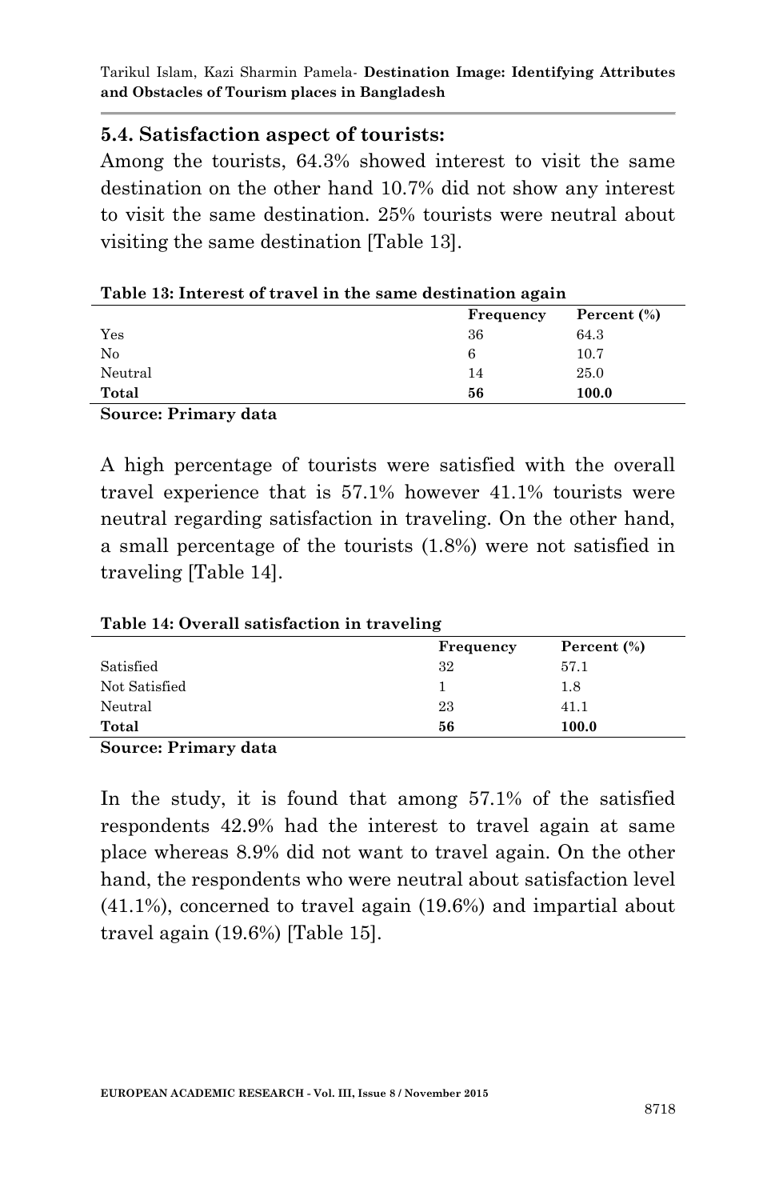### 5.4. Satisfaction aspect of tourists:

Among the tourists, 64.3% showed interest to visit the same destination on the other hand 10.7% did not show any interest to visit the same destination. 25% tourists were neutral about visiting the same destination [Table 13].

**Table 13: Interest of travel in the same destination again**

| | Frequency | Percent (%) |
|---|---|---|
| Yes | 36 | 64.3 |
| No | 6 | 10.7 |
| Neutral | 14 | 25.0 |
| **Total** | **56** | **100.0** |

**Source: Primary data**

A high percentage of tourists were satisfied with the overall travel experience that is 57.1% however 41.1% tourists were neutral regarding satisfaction in traveling. On the other hand, a small percentage of the tourists (1.8%) were not satisfied in traveling [Table 14].

**Table 14: Overall satisfaction in traveling**

| | Frequency | Percent (%) |
|---|---|---|
| Satisfied | 32 | 57.1 |
| Not Satisfied | 1 | 1.8 |
| Neutral | 23 | 41.1 |
| **Total** | **56** | **100.0** |

**Source: Primary data**

In the study, it is found that among 57.1% of the satisfied respondents 42.9% had the interest to travel again at same place whereas 8.9% did not want to travel again. On the other hand, the respondents who were neutral about satisfaction level (41.1%), concerned to travel again (19.6%) and impartial about travel again (19.6%) [Table 15].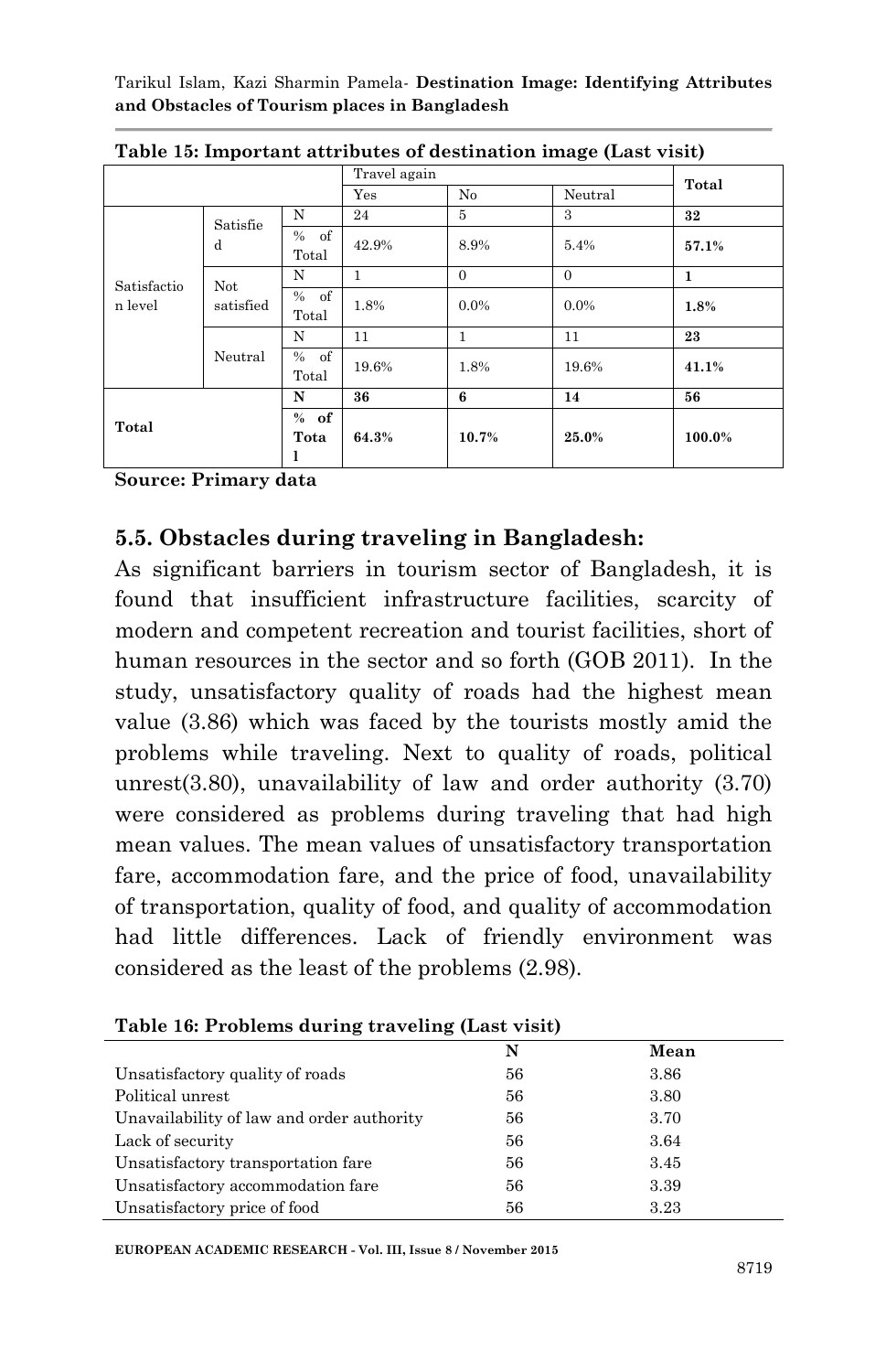**Table 15: Important attributes of destination image (Last visit)**

| | | | Travel again | | | Total |
|---|---|---|---|---|---|---|
| | | | Yes | No | Neutral | |
| Satisfaction level | Satisfied | N | 24 | 5 | 3 | **32** |
| | | % of Total | 42.9% | 8.9% | 5.4% | **57.1%** |
| | Not satisfied | N | 1 | 0 | 0 | **1** |
| | | % of Total | 1.8% | 0.0% | 0.0% | **1.8%** |
| | Neutral | N | 11 | 1 | 11 | **23** |
| | | % of Total | 19.6% | 1.8% | 19.6% | **41.1%** |
| **Total** | | **N** | **36** | **6** | **14** | **56** |
| | | **% of Total** | **64.3%** | **10.7%** | **25.0%** | **100.0%** |

**Source: Primary data**

## 5.5. Obstacles during traveling in Bangladesh:

As significant barriers in tourism sector of Bangladesh, it is found that insufficient infrastructure facilities, scarcity of modern and competent recreation and tourist facilities, short of human resources in the sector and so forth (GOB 2011). In the study, unsatisfactory quality of roads had the highest mean value (3.86) which was faced by the tourists mostly amid the problems while traveling. Next to quality of roads, political unrest(3.80), unavailability of law and order authority (3.70) were considered as problems during traveling that had high mean values. The mean values of unsatisfactory transportation fare, accommodation fare, and the price of food, unavailability of transportation, quality of food, and quality of accommodation had little differences. Lack of friendly environment was considered as the least of the problems (2.98).

**Table 16: Problems during traveling (Last visit)**

| | N | Mean |
|---|---|---|
| Unsatisfactory quality of roads | 56 | 3.86 |
| Political unrest | 56 | 3.80 |
| Unavailability of law and order authority | 56 | 3.70 |
| Lack of security | 56 | 3.64 |
| Unsatisfactory transportation fare | 56 | 3.45 |
| Unsatisfactory accommodation fare | 56 | 3.39 |
| Unsatisfactory price of food | 56 | 3.23 |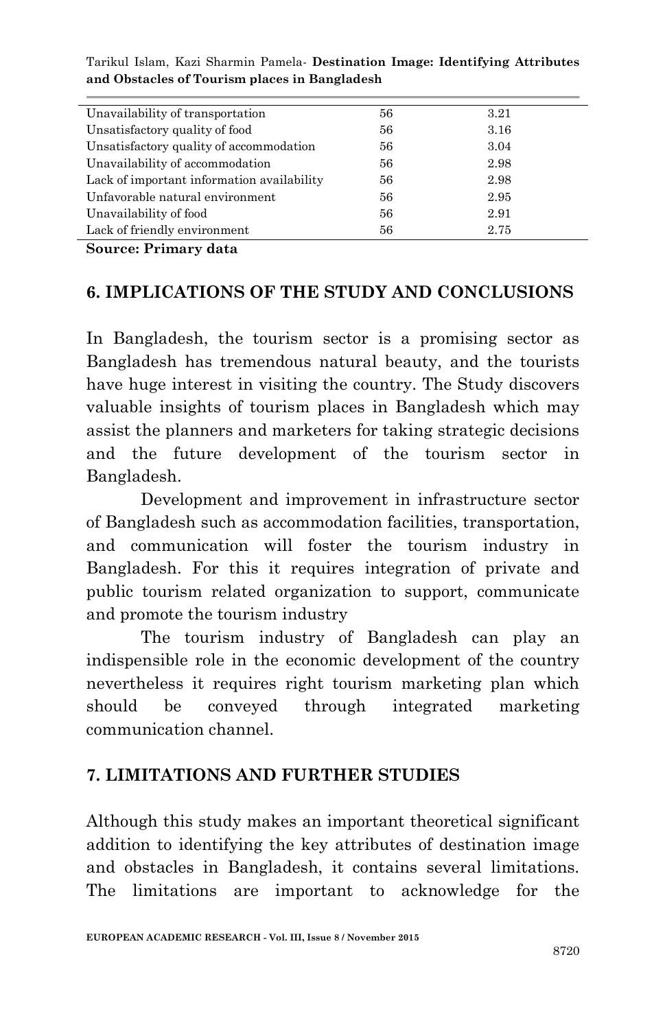| | | |
|---|---|---|
| Unavailability of transportation | 56 | 3.21 |
| Unsatisfactory quality of food | 56 | 3.16 |
| Unsatisfactory quality of accommodation | 56 | 3.04 |
| Unavailability of accommodation | 56 | 2.98 |
| Lack of important information availability | 56 | 2.98 |
| Unfavorable natural environment | 56 | 2.95 |
| Unavailability of food | 56 | 2.91 |
| Lack of friendly environment | 56 | 2.75 |

**Source: Primary data**

## 6. IMPLICATIONS OF THE STUDY AND CONCLUSIONS

In Bangladesh, the tourism sector is a promising sector as Bangladesh has tremendous natural beauty, and the tourists have huge interest in visiting the country. The Study discovers valuable insights of tourism places in Bangladesh which may assist the planners and marketers for taking strategic decisions and the future development of the tourism sector in Bangladesh.

Development and improvement in infrastructure sector of Bangladesh such as accommodation facilities, transportation, and communication will foster the tourism industry in Bangladesh. For this it requires integration of private and public tourism related organization to support, communicate and promote the tourism industry

The tourism industry of Bangladesh can play an indispensible role in the economic development of the country nevertheless it requires right tourism marketing plan which should be conveyed through integrated marketing communication channel.

## 7. LIMITATIONS AND FURTHER STUDIES

Although this study makes an important theoretical significant addition to identifying the key attributes of destination image and obstacles in Bangladesh, it contains several limitations. The limitations are important to acknowledge for the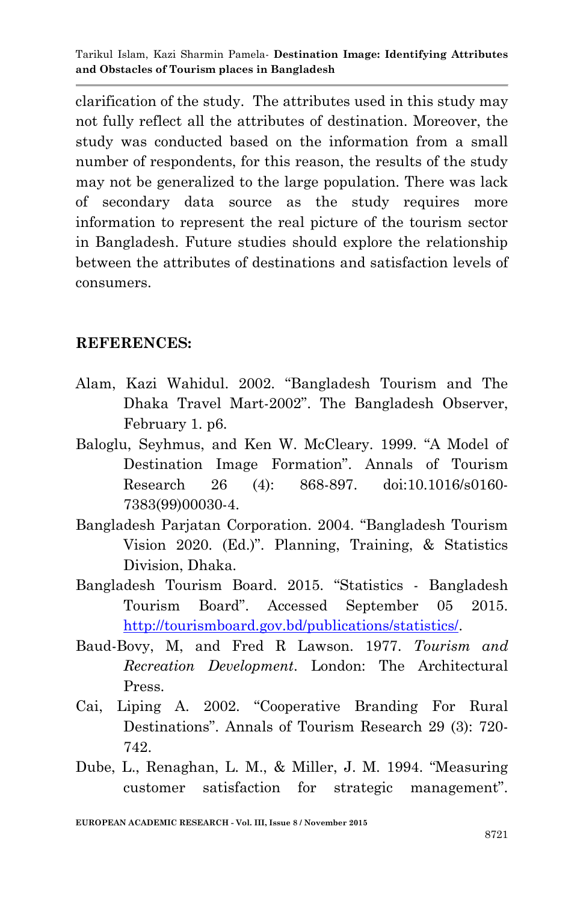clarification of the study. The attributes used in this study may not fully reflect all the attributes of destination. Moreover, the study was conducted based on the information from a small number of respondents, for this reason, the results of the study may not be generalized to the large population. There was lack of secondary data source as the study requires more information to represent the real picture of the tourism sector in Bangladesh. Future studies should explore the relationship between the attributes of destinations and satisfaction levels of consumers.

## REFERENCES:

Alam, Kazi Wahidul. 2002. "Bangladesh Tourism and The Dhaka Travel Mart-2002". The Bangladesh Observer, February 1. p6.

Baloglu, Seyhmus, and Ken W. McCleary. 1999. "A Model of Destination Image Formation". Annals of Tourism Research 26 (4): 868-897. doi:10.1016/s0160-7383(99)00030-4.

Bangladesh Parjatan Corporation. 2004. "Bangladesh Tourism Vision 2020. (Ed.)". Planning, Training, & Statistics Division, Dhaka.

Bangladesh Tourism Board. 2015. "Statistics - Bangladesh Tourism Board". Accessed September 05 2015. http://tourismboard.gov.bd/publications/statistics/.

Baud-Bovy, M, and Fred R Lawson. 1977. *Tourism and Recreation Development*. London: The Architectural Press.

Cai, Liping A. 2002. "Cooperative Branding For Rural Destinations". Annals of Tourism Research 29 (3): 720-742.

Dube, L., Renaghan, L. M., & Miller, J. M. 1994. "Measuring customer satisfaction for strategic management".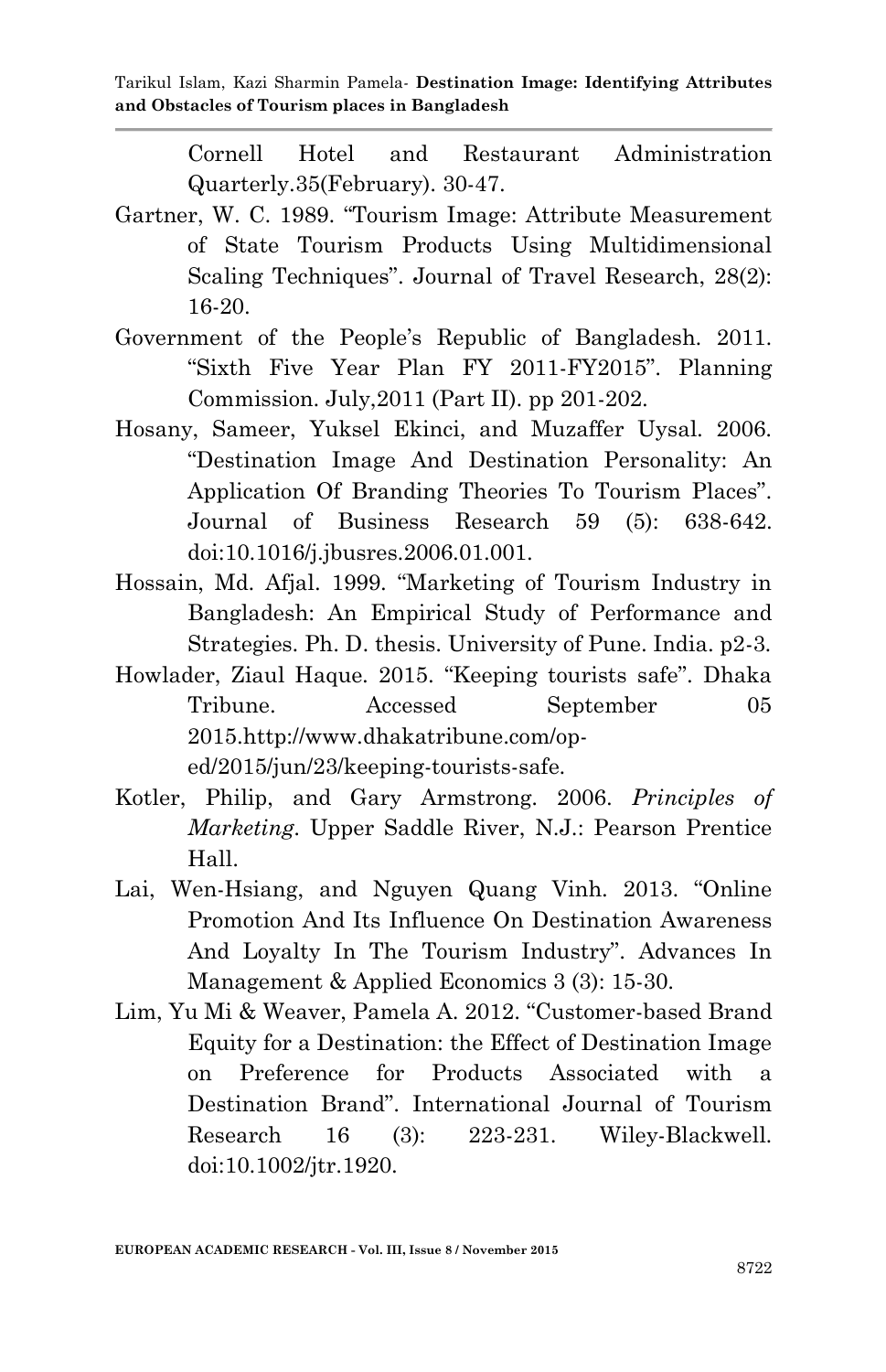Cornell Hotel and Restaurant Administration Quarterly.35(February). 30-47.

Gartner, W. C. 1989. "Tourism Image: Attribute Measurement of State Tourism Products Using Multidimensional Scaling Techniques". Journal of Travel Research, 28(2): 16-20.

Government of the People's Republic of Bangladesh. 2011. "Sixth Five Year Plan FY 2011-FY2015". Planning Commission. July,2011 (Part II). pp 201-202.

Hosany, Sameer, Yuksel Ekinci, and Muzaffer Uysal. 2006. "Destination Image And Destination Personality: An Application Of Branding Theories To Tourism Places". Journal of Business Research 59 (5): 638-642. doi:10.1016/j.jbusres.2006.01.001.

Hossain, Md. Afjal. 1999. "Marketing of Tourism Industry in Bangladesh: An Empirical Study of Performance and Strategies. Ph. D. thesis. University of Pune. India. p2-3.

Howlader, Ziaul Haque. 2015. "Keeping tourists safe". Dhaka Tribune. Accessed September 05 2015.http://www.dhakatribune.com/op-ed/2015/jun/23/keeping-tourists-safe.

Kotler, Philip, and Gary Armstrong. 2006. *Principles of Marketing*. Upper Saddle River, N.J.: Pearson Prentice Hall.

Lai, Wen-Hsiang, and Nguyen Quang Vinh. 2013. "Online Promotion And Its Influence On Destination Awareness And Loyalty In The Tourism Industry". Advances In Management & Applied Economics 3 (3): 15-30.

Lim, Yu Mi & Weaver, Pamela A. 2012. "Customer-based Brand Equity for a Destination: the Effect of Destination Image on Preference for Products Associated with a Destination Brand". International Journal of Tourism Research 16 (3): 223-231. Wiley-Blackwell. doi:10.1002/jtr.1920.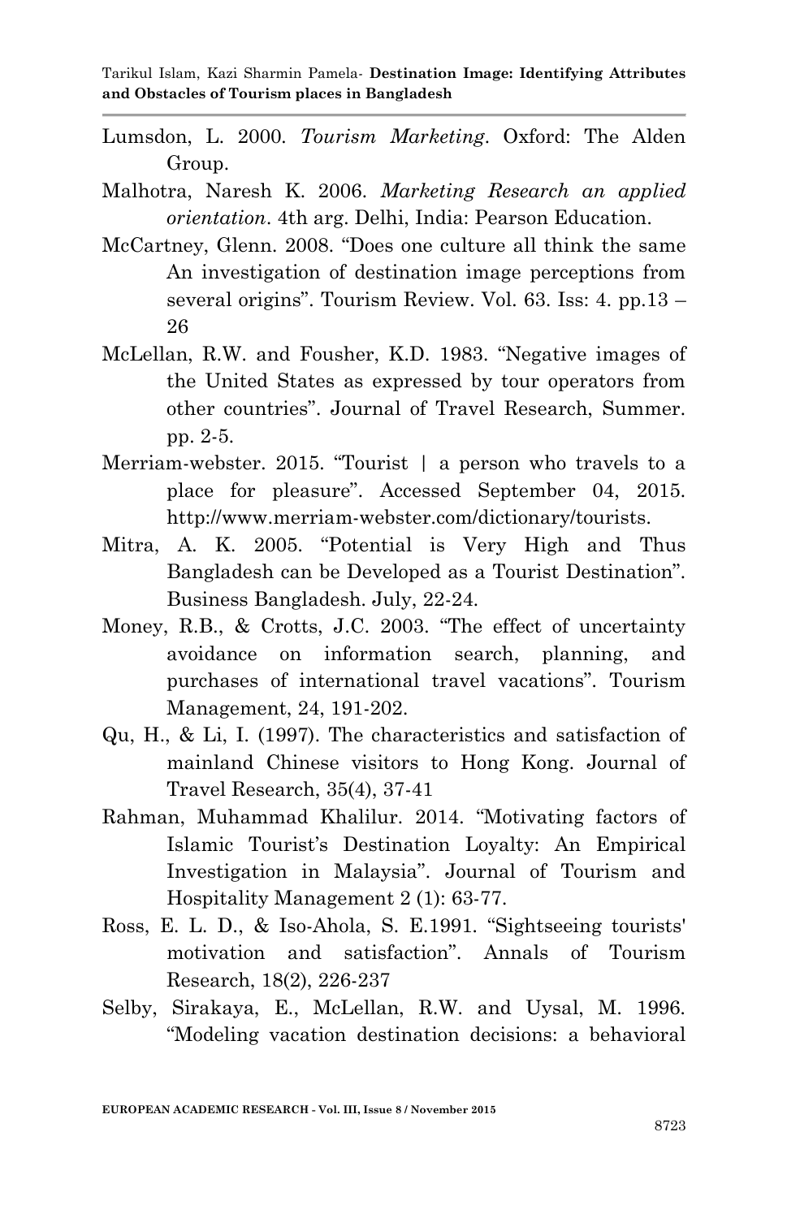Lumsdon, L. 2000. *Tourism Marketing*. Oxford: The Alden Group.

Malhotra, Naresh K. 2006. *Marketing Research an applied orientation*. 4th arg. Delhi, India: Pearson Education.

McCartney, Glenn. 2008. "Does one culture all think the same An investigation of destination image perceptions from several origins". Tourism Review. Vol. 63. Iss: 4. pp.13 – 26

McLellan, R.W. and Fousher, K.D. 1983. "Negative images of the United States as expressed by tour operators from other countries". Journal of Travel Research, Summer. pp. 2-5.

Merriam-webster. 2015. "Tourist | a person who travels to a place for pleasure". Accessed September 04, 2015. http://www.merriam-webster.com/dictionary/tourists.

Mitra, A. K. 2005. "Potential is Very High and Thus Bangladesh can be Developed as a Tourist Destination". Business Bangladesh. July, 22-24.

Money, R.B., & Crotts, J.C. 2003. "The effect of uncertainty avoidance on information search, planning, and purchases of international travel vacations". Tourism Management, 24, 191-202.

Qu, H., & Li, I. (1997). The characteristics and satisfaction of mainland Chinese visitors to Hong Kong. Journal of Travel Research, 35(4), 37-41

Rahman, Muhammad Khalilur. 2014. "Motivating factors of Islamic Tourist's Destination Loyalty: An Empirical Investigation in Malaysia". Journal of Tourism and Hospitality Management 2 (1): 63-77.

Ross, E. L. D., & Iso-Ahola, S. E.1991. "Sightseeing tourists' motivation and satisfaction". Annals of Tourism Research, 18(2), 226-237

Selby, Sirakaya, E., McLellan, R.W. and Uysal, M. 1996. "Modeling vacation destination decisions: a behavioral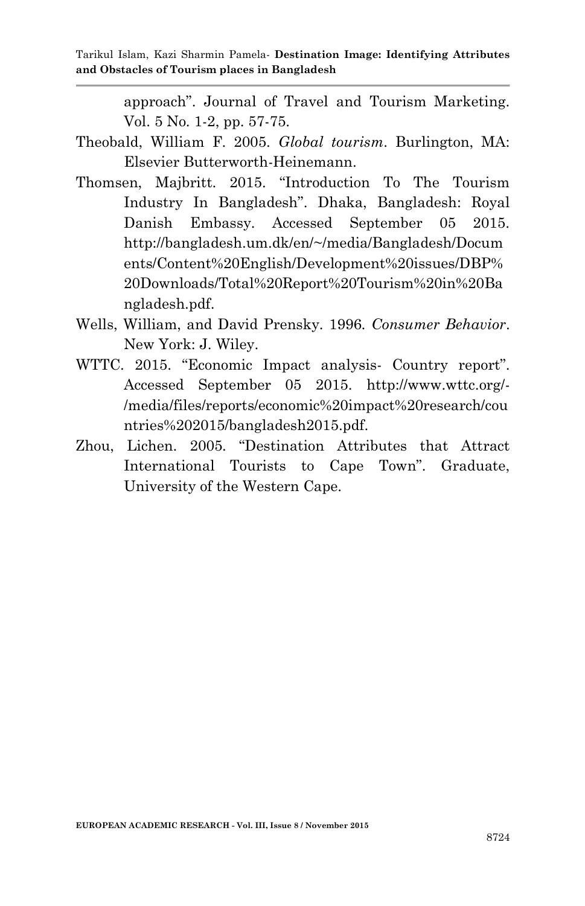approach". Journal of Travel and Tourism Marketing. Vol. 5 No. 1-2, pp. 57-75.

Theobald, William F. 2005. *Global tourism*. Burlington, MA: Elsevier Butterworth-Heinemann.

Thomsen, Majbritt. 2015. "Introduction To The Tourism Industry In Bangladesh". Dhaka, Bangladesh: Royal Danish Embassy. Accessed September 05 2015. http://bangladesh.um.dk/en/~/media/Bangladesh/Documents/Content%20English/Development%20issues/DBP%20Downloads/Total%20Report%20Tourism%20in%20Bangladesh.pdf.

Wells, William, and David Prensky. 1996. *Consumer Behavior*. New York: J. Wiley.

WTTC. 2015. "Economic Impact analysis- Country report". Accessed September 05 2015. http://www.wttc.org/-/media/files/reports/economic%20impact%20research/countries%202015/bangladesh2015.pdf.

Zhou, Lichen. 2005. "Destination Attributes that Attract International Tourists to Cape Town". Graduate, University of the Western Cape.